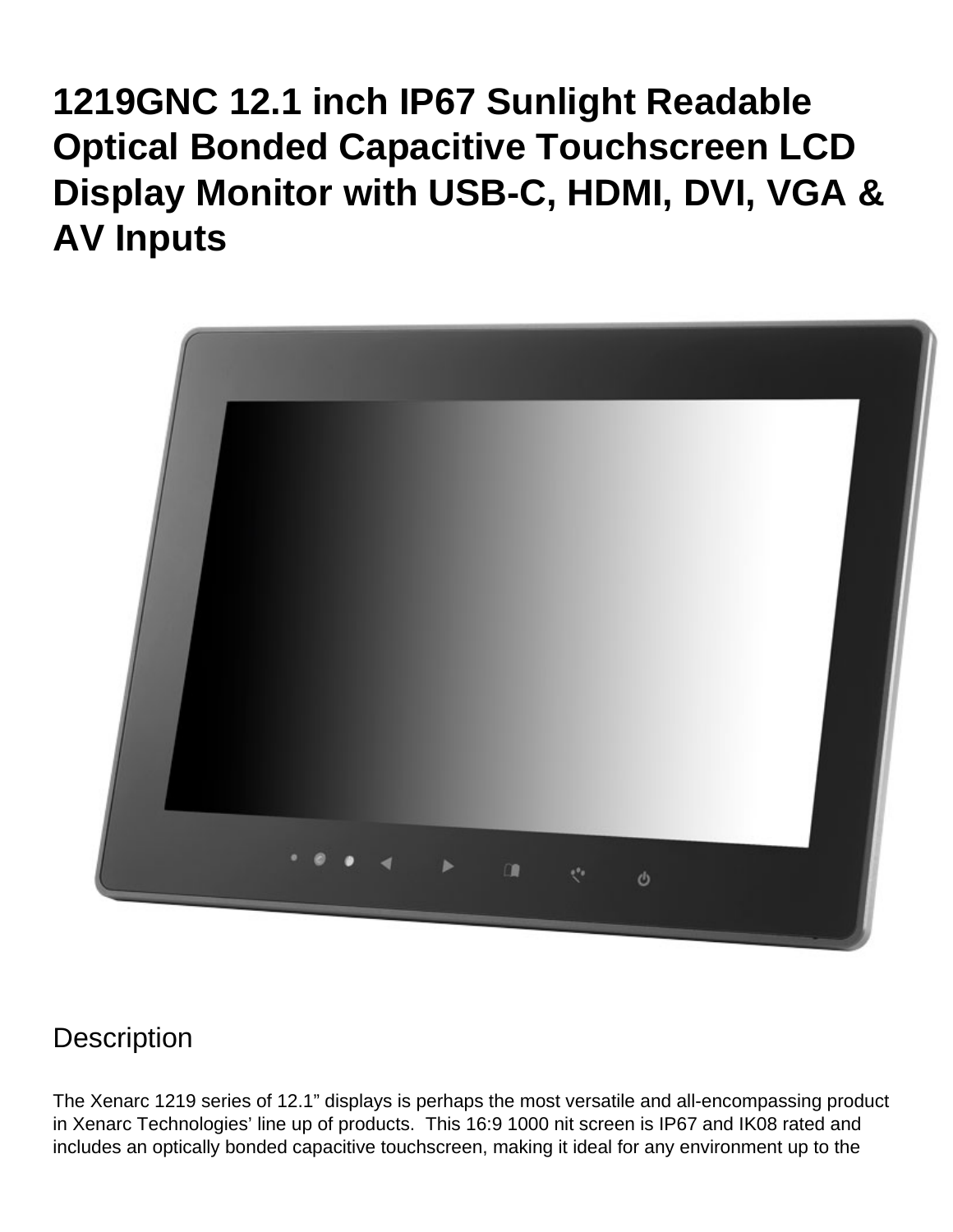# 1219GNC 12.1 inch IP67 Sunlight Readable Optical Bonded Capacitive Touchscreen LCD Display Monitor with USB-C, HDMI, DVI, VGA & AV Inputs

## Description

The Xenarc 1219 series of 12.1" displays is perhaps the most versatile and all-encompassing product in Xenarc Technologies' line up of products. This 16:9 1000 nit screen is IP67 and IK08 rated and includes an optically bonded capacitive touchscreen, making it ideal for any environment up to the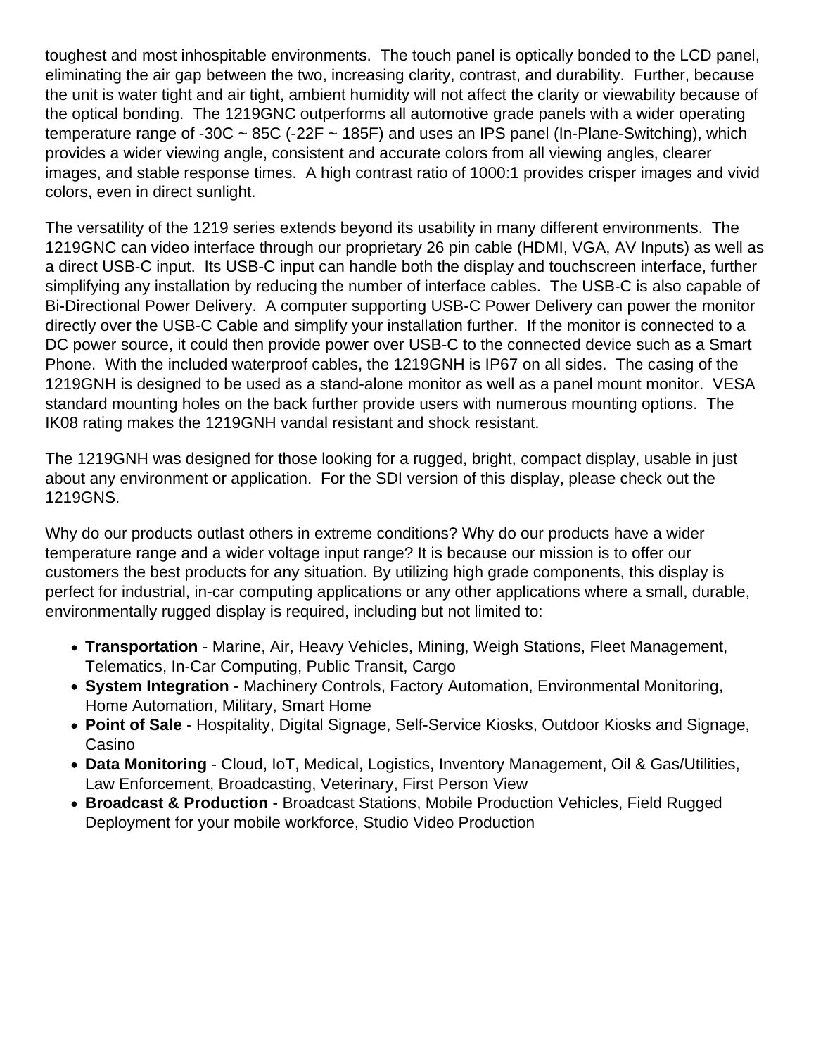toughest and most inhospitable environments. The touch panel is optically bonded to the LCD panel, eliminating the air gap between the two, increasing clarity, contrast, and durability. Further, because the unit is water tight and air tight, ambient humidity will not affect the clarity or viewability because of the optical bonding. The 1219GNC outperforms all automotive grade panels with a wider operating temperature range of -30C ~ 85C (-22F ~ 185F) and uses an IPS panel (In-Plane-Switching), which provides a wider viewing angle, consistent and accurate colors from all viewing angles, clearer images, and stable response times. A high contrast ratio of 1000:1 provides crisper images and vivid colors, even in direct sunlight.

The versatility of the 1219 series extends beyond its usability in many different environments. The 1219GNC can video interface through our proprietary 26 pin cable (HDMI, VGA, AV Inputs) as well as a direct USB-C input. Its USB-C input can handle both the display and touchscreen interface, further simplifying any installation by reducing the number of interface cables. The USB-C is also capable of Bi-Directional Power Delivery. A computer supporting USB-C Power Delivery can power the monitor directly over the USB-C Cable and simplify your installation further. If the monitor is connected to a DC power source, it could then provide power over USB-C to the connected device such as a Smart Phone. With the included waterproof cables, the 1219GNH is IP67 on all sides. The casing of the 1219GNH is designed to be used as a stand-alone monitor as well as a panel mount monitor. VESA standard mounting holes on the back further provide users with numerous mounting options. The IK08 rating makes the 1219GNH vandal resistant and shock resistant.

The 1219GNH was designed for those looking for a rugged, bright, compact display, usable in just about any environment or application. For the SDI version of this display, please check out the 1219GNS.

Why do our products outlast others in extreme conditions? Why do our products have a wider temperature range and a wider voltage input range? It is because our mission is to offer our customers the best products for any situation. By utilizing high grade components, this display is perfect for industrial, in-car computing applications or any other applications where a small, durable, environmentally rugged display is required, including but not limited to:

- **Transportation** - Marine, Air, Heavy Vehicles, Mining, Weigh Stations, Fleet Management, Telematics, In-Car Computing, Public Transit, Cargo
- **System Integration** - Machinery Controls, Factory Automation, Environmental Monitoring, Home Automation, Military, Smart Home
- **Point of Sale** - Hospitality, Digital Signage, Self-Service Kiosks, Outdoor Kiosks and Signage, Casino
- **Data Monitoring** - Cloud, IoT, Medical, Logistics, Inventory Management, Oil & Gas/Utilities, Law Enforcement, Broadcasting, Veterinary, First Person View
- **Broadcast & Production** - Broadcast Stations, Mobile Production Vehicles, Field Rugged Deployment for your mobile workforce, Studio Video Production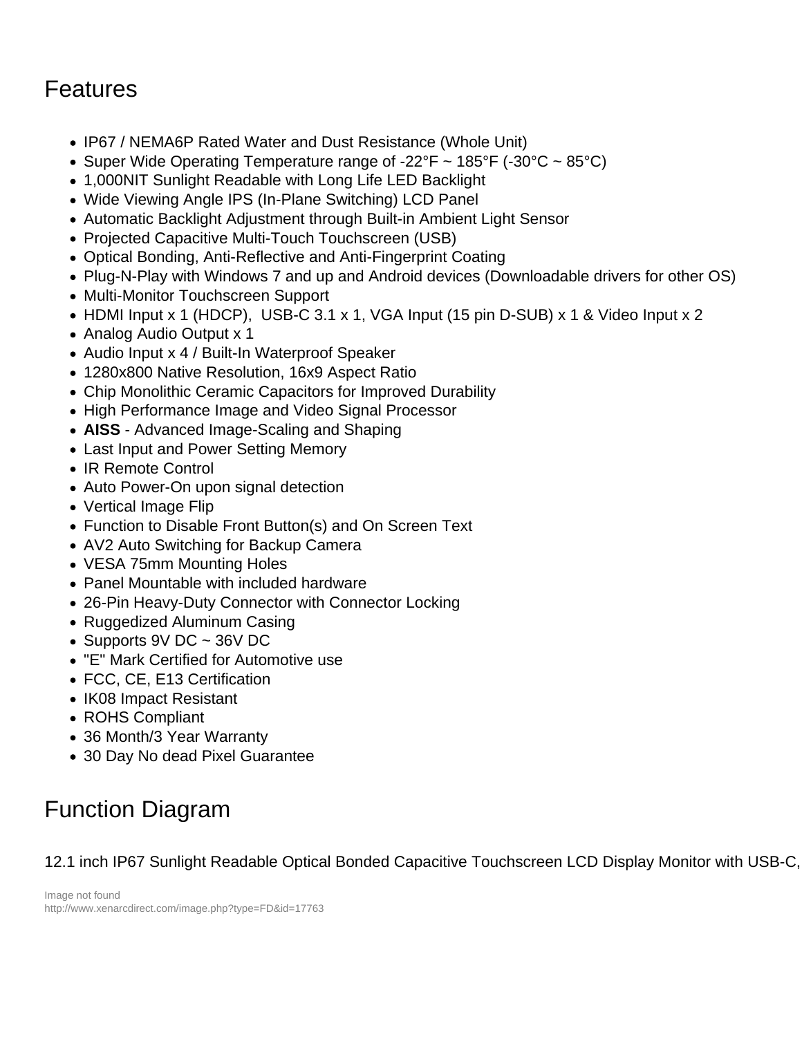## Features

- IP67 / NEMA6P Rated Water and Dust Resistance (Whole Unit)
- Super Wide Operating Temperature range of -22°F ~ 185°F (-30°C ~ 85°C)
- 1,000NIT Sunlight Readable with Long Life LED Backlight
- Wide Viewing Angle IPS (In-Plane Switching) LCD Panel
- Automatic Backlight Adjustment through Built-in Ambient Light Sensor
- Projected Capacitive Multi-Touch Touchscreen (USB)
- Optical Bonding, Anti-Reflective and Anti-Fingerprint Coating
- Plug-N-Play with Windows 7 and up and Android devices (Downloadable drivers for other OS)
- Multi-Monitor Touchscreen Support
- HDMI Input x 1 (HDCP), USB-C 3.1 x 1, VGA Input (15 pin D-SUB) x 1 & Video Input x 2
- Analog Audio Output x 1
- Audio Input x 4 / Built-In Waterproof Speaker
- 1280x800 Native Resolution, 16x9 Aspect Ratio
- Chip Monolithic Ceramic Capacitors for Improved Durability
- High Performance Image and Video Signal Processor
- **AISS** - Advanced Image-Scaling and Shaping
- Last Input and Power Setting Memory
- IR Remote Control
- Auto Power-On upon signal detection
- Vertical Image Flip
- Function to Disable Front Button(s) and On Screen Text
- AV2 Auto Switching for Backup Camera
- VESA 75mm Mounting Holes
- Panel Mountable with included hardware
- 26-Pin Heavy-Duty Connector with Connector Locking
- Ruggedized Aluminum Casing
- Supports 9V DC ~ 36V DC
- "E" Mark Certified for Automotive use
- FCC, CE, E13 Certification
- IK08 Impact Resistant
- ROHS Compliant
- 36 Month/3 Year Warranty
- 30 Day No dead Pixel Guarantee

## Function Diagram

12.1 inch IP67 Sunlight Readable Optical Bonded Capacitive Touchscreen LCD Display Monitor with USB-C,

Image not found
http://www.xenarcdirect.com/image.php?type=FD&id=17763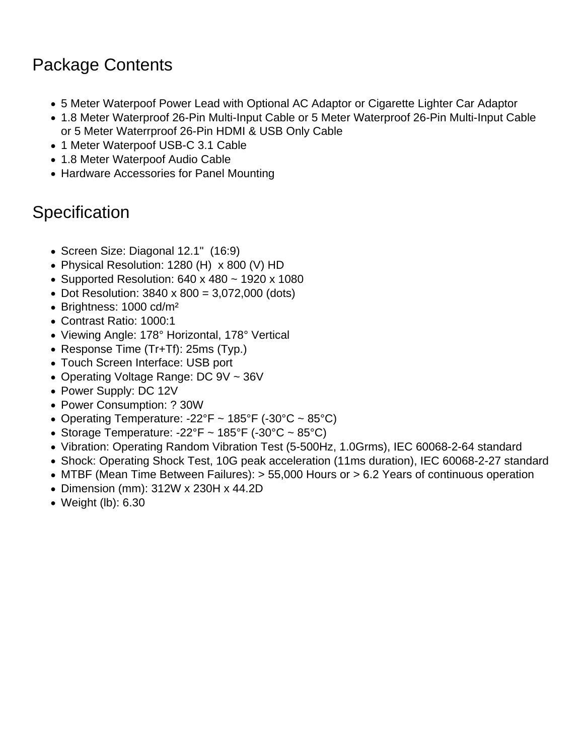## Package Contents

- 5 Meter Waterpoof Power Lead with Optional AC Adaptor or Cigarette Lighter Car Adaptor
- 1.8 Meter Waterproof 26-Pin Multi-Input Cable or 5 Meter Waterproof 26-Pin Multi-Input Cable or 5 Meter Waterrproof 26-Pin HDMI & USB Only Cable
- 1 Meter Waterpoof USB-C 3.1 Cable
- 1.8 Meter Waterpoof Audio Cable
- Hardware Accessories for Panel Mounting

## Specification

- Screen Size: Diagonal 12.1" (16:9)
- Physical Resolution: 1280 (H) x 800 (V) HD
- Supported Resolution: 640 x 480 ~ 1920 x 1080
- Dot Resolution: 3840 x 800 = 3,072,000 (dots)
- Brightness: 1000 cd/m²
- Contrast Ratio: 1000:1
- Viewing Angle: 178° Horizontal, 178° Vertical
- Response Time (Tr+Tf): 25ms (Typ.)
- Touch Screen Interface: USB port
- Operating Voltage Range: DC 9V ~ 36V
- Power Supply: DC 12V
- Power Consumption: ? 30W
- Operating Temperature: -22°F ~ 185°F (-30°C ~ 85°C)
- Storage Temperature: -22°F ~ 185°F (-30°C ~ 85°C)
- Vibration: Operating Random Vibration Test (5-500Hz, 1.0Grms), IEC 60068-2-64 standard
- Shock: Operating Shock Test, 10G peak acceleration (11ms duration), IEC 60068-2-27 standard
- MTBF (Mean Time Between Failures): > 55,000 Hours or > 6.2 Years of continuous operation
- Dimension (mm): 312W x 230H x 44.2D
- Weight (lb): 6.30